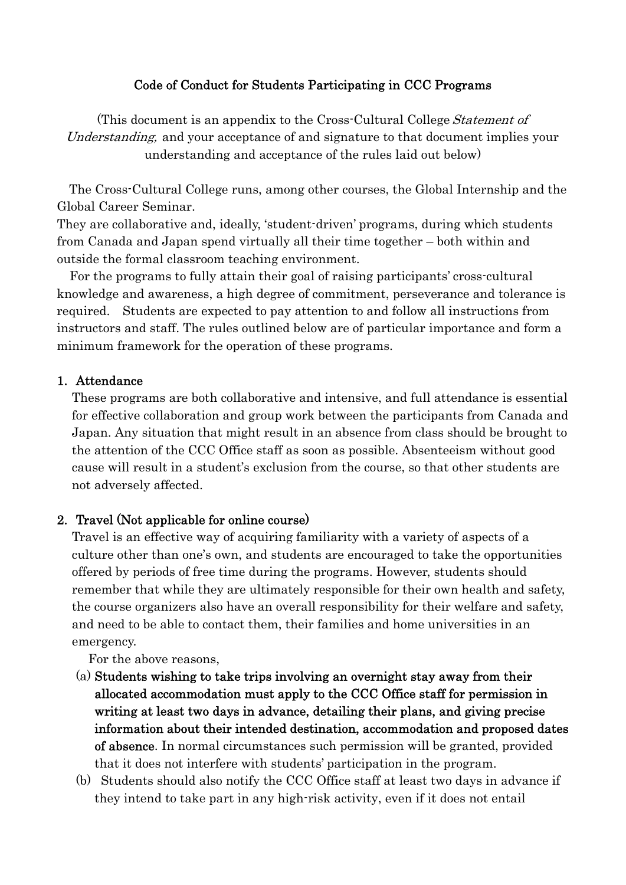# Code of Conduct for Students Participating in CCC Programs

(This document is an appendix to the Cross-Cultural College *Statement of Understanding,* and your acceptance of and signature to that document implies your understanding and acceptance of the rules laid out below)

The Cross-Cultural College runs, among other courses, the Global Internship and the Global Career Seminar.
They are collaborative and, ideally, 'student-driven' programs, during which students from Canada and Japan spend virtually all their time together – both within and outside the formal classroom teaching environment.

For the programs to fully attain their goal of raising participants' cross-cultural knowledge and awareness, a high degree of commitment, perseverance and tolerance is required. Students are expected to pay attention to and follow all instructions from instructors and staff. The rules outlined below are of particular importance and form a minimum framework for the operation of these programs.

## 1. Attendance

These programs are both collaborative and intensive, and full attendance is essential for effective collaboration and group work between the participants from Canada and Japan. Any situation that might result in an absence from class should be brought to the attention of the CCC Office staff as soon as possible. Absenteeism without good cause will result in a student's exclusion from the course, so that other students are not adversely affected.

## 2. Travel (Not applicable for online course)

Travel is an effective way of acquiring familiarity with a variety of aspects of a culture other than one's own, and students are encouraged to take the opportunities offered by periods of free time during the programs. However, students should remember that while they are ultimately responsible for their own health and safety, the course organizers also have an overall responsibility for their welfare and safety, and need to be able to contact them, their families and home universities in an emergency.

For the above reasons,

(a) **Students wishing to take trips involving an overnight stay away from their allocated accommodation must apply to the CCC Office staff for permission in writing at least two days in advance, detailing their plans, and giving precise information about their intended destination, accommodation and proposed dates of absence**. In normal circumstances such permission will be granted, provided that it does not interfere with students' participation in the program.

(b) Students should also notify the CCC Office staff at least two days in advance if they intend to take part in any high-risk activity, even if it does not entail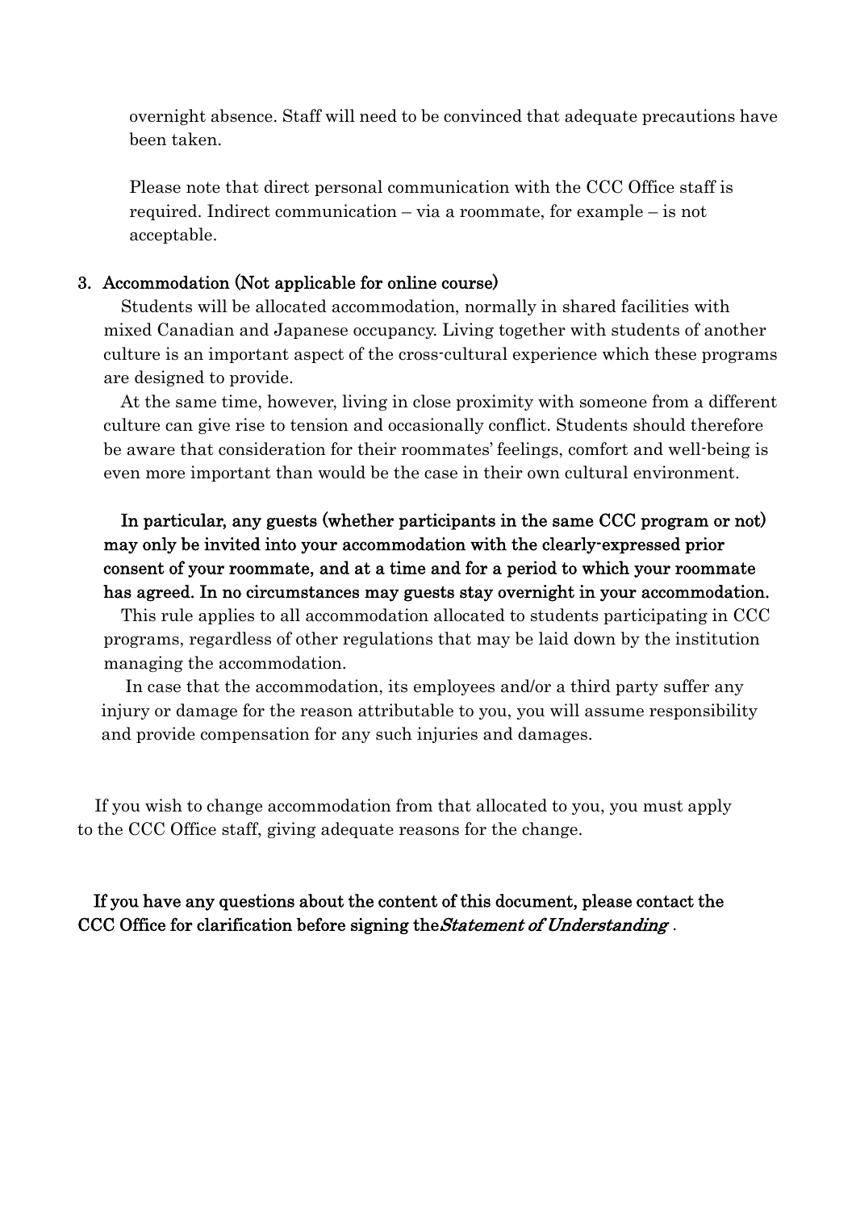overnight absence. Staff will need to be convinced that adequate precautions have been taken.

Please note that direct personal communication with the CCC Office staff is required. Indirect communication – via a roommate, for example – is not acceptable.

3. Accommodation (Not applicable for online course)

Students will be allocated accommodation, normally in shared facilities with mixed Canadian and Japanese occupancy. Living together with students of another culture is an important aspect of the cross-cultural experience which these programs are designed to provide.

At the same time, however, living in close proximity with someone from a different culture can give rise to tension and occasionally conflict. Students should therefore be aware that consideration for their roommates' feelings, comfort and well-being is even more important than would be the case in their own cultural environment.

**In particular, any guests (whether participants in the same CCC program or not) may only be invited into your accommodation with the clearly-expressed prior consent of your roommate, and at a time and for a period to which your roommate has agreed. In no circumstances may guests stay overnight in your accommodation.**

This rule applies to all accommodation allocated to students participating in CCC programs, regardless of other regulations that may be laid down by the institution managing the accommodation.

In case that the accommodation, its employees and/or a third party suffer any injury or damage for the reason attributable to you, you will assume responsibility and provide compensation for any such injuries and damages.

If you wish to change accommodation from that allocated to you, you must apply to the CCC Office staff, giving adequate reasons for the change.

**If you have any questions about the content of this document, please contact the CCC Office for clarification before signing the *Statement of Understanding*.**